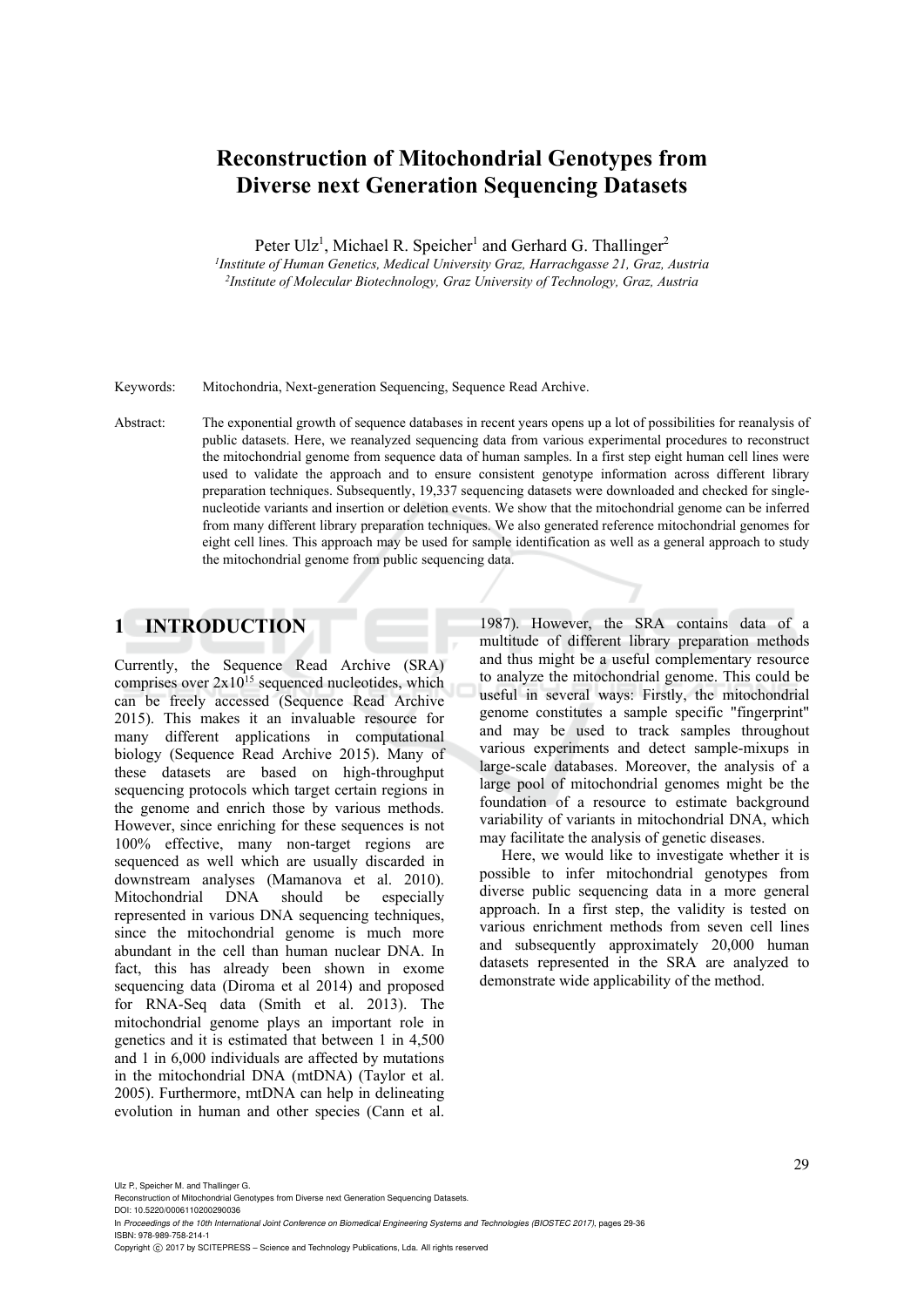# Reconstruction of Mitochondrial Genotypes from Diverse next Generation Sequencing Datasets

Peter Ulz[1], Michael R. Speicher[1] and Gerhard G. Thallinger[2]

[1]*Institute of Human Genetics, Medical University Graz, Harrachgasse 21, Graz, Austria*
[2]*Institute of Molecular Biotechnology, Graz University of Technology, Graz, Austria*

Keywords: Mitochondria, Next-generation Sequencing, Sequence Read Archive.

Abstract: The exponential growth of sequence databases in recent years opens up a lot of possibilities for reanalysis of public datasets. Here, we reanalyzed sequencing data from various experimental procedures to reconstruct the mitochondrial genome from sequence data of human samples. In a first step eight human cell lines were used to validate the approach and to ensure consistent genotype information across different library preparation techniques. Subsequently, 19,337 sequencing datasets were downloaded and checked for single-nucleotide variants and insertion or deletion events. We show that the mitochondrial genome can be inferred from many different library preparation techniques. We also generated reference mitochondrial genomes for eight cell lines. This approach may be used for sample identification as well as a general approach to study the mitochondrial genome from public sequencing data.

## 1 INTRODUCTION

Currently, the Sequence Read Archive (SRA) comprises over $2x10^{15}$ sequenced nucleotides, which can be freely accessed (Sequence Read Archive 2015). This makes it an invaluable resource for many different applications in computational biology (Sequence Read Archive 2015). Many of these datasets are based on high-throughput sequencing protocols which target certain regions in the genome and enrich those by various methods. However, since enriching for these sequences is not 100% effective, many non-target regions are sequenced as well which are usually discarded in downstream analyses (Mamanova et al. 2010). Mitochondrial DNA should be especially represented in various DNA sequencing techniques, since the mitochondrial genome is much more abundant in the cell than human nuclear DNA. In fact, this has already been shown in exome sequencing data (Diroma et al 2014) and proposed for RNA-Seq data (Smith et al. 2013). The mitochondrial genome plays an important role in genetics and it is estimated that between 1 in 4,500 and 1 in 6,000 individuals are affected by mutations in the mitochondrial DNA (mtDNA) (Taylor et al. 2005). Furthermore, mtDNA can help in delineating evolution in human and other species (Cann et al. 1987). However, the SRA contains data of a multitude of different library preparation methods and thus might be a useful complementary resource to analyze the mitochondrial genome. This could be useful in several ways: Firstly, the mitochondrial genome constitutes a sample specific "fingerprint" and may be used to track samples throughout various experiments and detect sample-mixups in large-scale databases. Moreover, the analysis of a large pool of mitochondrial genomes might be the foundation of a resource to estimate background variability of variants in mitochondrial DNA, which may facilitate the analysis of genetic diseases.

Here, we would like to investigate whether it is possible to infer mitochondrial genotypes from diverse public sequencing data in a more general approach. In a first step, the validity is tested on various enrichment methods from seven cell lines and subsequently approximately 20,000 human datasets represented in the SRA are analyzed to demonstrate wide applicability of the method.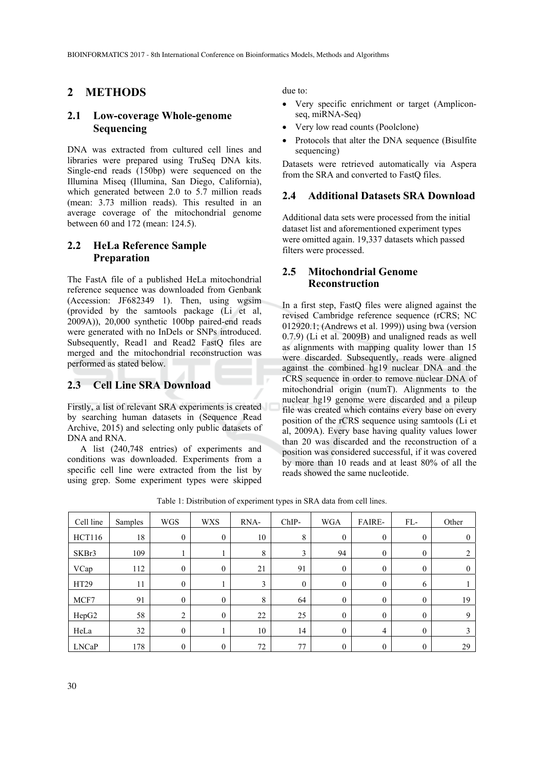## 2 METHODS

### 2.1 Low-coverage Whole-genome Sequencing

DNA was extracted from cultured cell lines and libraries were prepared using TruSeq DNA kits. Single-end reads (150bp) were sequenced on the Illumina Miseq (Illumina, San Diego, California), which generated between 2.0 to 5.7 million reads (mean: 3.73 million reads). This resulted in an average coverage of the mitochondrial genome between 60 and 172 (mean: 124.5).

### 2.2 HeLa Reference Sample Preparation

The FastA file of a published HeLa mitochondrial reference sequence was downloaded from Genbank (Accession: JF682349 1). Then, using wgsim (provided by the samtools package (Li et al, 2009A)), 20,000 synthetic 100bp paired-end reads were generated with no InDels or SNPs introduced. Subsequently, Read1 and Read2 FastQ files are merged and the mitochondrial reconstruction was performed as stated below.

### 2.3 Cell Line SRA Download

Firstly, a list of relevant SRA experiments is created by searching human datasets in (Sequence Read Archive, 2015) and selecting only public datasets of DNA and RNA.

A list (240,748 entries) of experiments and conditions was downloaded. Experiments from a specific cell line were extracted from the list by using grep. Some experiment types were skipped due to:

- Very specific enrichment or target (Amplicon-seq, miRNA-Seq)
- Very low read counts (Poolclone)
- Protocols that alter the DNA sequence (Bisulfite sequencing)

Datasets were retrieved automatically via Aspera from the SRA and converted to FastQ files.

### 2.4 Additional Datasets SRA Download

Additional data sets were processed from the initial dataset list and aforementioned experiment types were omitted again. 19,337 datasets which passed filters were processed.

### 2.5 Mitochondrial Genome Reconstruction

In a first step, FastQ files were aligned against the revised Cambridge reference sequence (rCRS; NC 012920.1; (Andrews et al. 1999)) using bwa (version 0.7.9) (Li et al. 2009B) and unaligned reads as well as alignments with mapping quality lower than 15 were discarded. Subsequently, reads were aligned against the combined hg19 nuclear DNA and the rCRS sequence in order to remove nuclear DNA of mitochondrial origin (numT). Alignments to the nuclear hg19 genome were discarded and a pileup file was created which contains every base on every position of the rCRS sequence using samtools (Li et al, 2009A). Every base having quality values lower than 20 was discarded and the reconstruction of a position was considered successful, if it was covered by more than 10 reads and at least 80% of all the reads showed the same nucleotide.

Table 1: Distribution of experiment types in SRA data from cell lines.

| Cell line | Samples | WGS | WXS | RNA- | ChIP- | WGA | FAIRE- | FL- | Other |
|---|---|---|---|---|---|---|---|---|---|
| HCT116 | 18 | 0 | 0 | 10 | 8 | 0 | 0 | 0 | 0 |
| SKBr3 | 109 | 1 | 1 | 8 | 3 | 94 | 0 | 0 | 2 |
| VCap | 112 | 0 | 0 | 21 | 91 | 0 | 0 | 0 | 0 |
| HT29 | 11 | 0 | 1 | 3 | 0 | 0 | 0 | 6 | 1 |
| MCF7 | 91 | 0 | 0 | 8 | 64 | 0 | 0 | 0 | 19 |
| HepG2 | 58 | 2 | 0 | 22 | 25 | 0 | 0 | 0 | 9 |
| HeLa | 32 | 0 | 1 | 10 | 14 | 0 | 4 | 0 | 3 |
| LNCaP | 178 | 0 | 0 | 72 | 77 | 0 | 0 | 0 | 29 |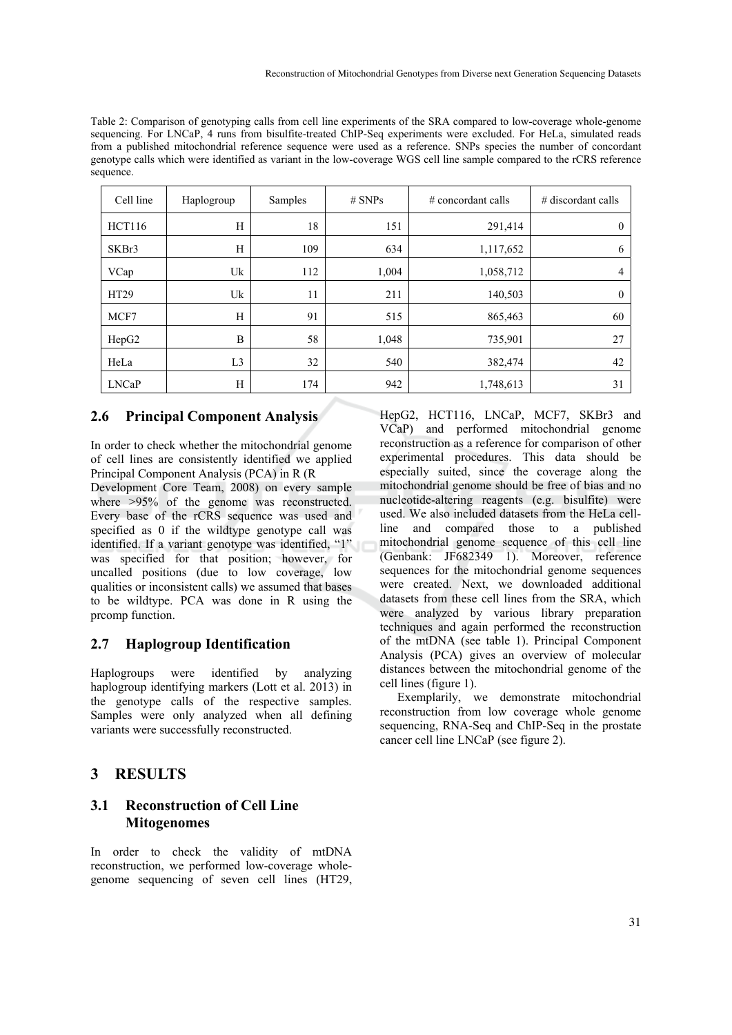Table 2: Comparison of genotyping calls from cell line experiments of the SRA compared to low-coverage whole-genome sequencing. For LNCaP, 4 runs from bisulfite-treated ChIP-Seq experiments were excluded. For HeLa, simulated reads from a published mitochondrial reference sequence were used as a reference. SNPs species the number of concordant genotype calls which were identified as variant in the low-coverage WGS cell line sample compared to the rCRS reference sequence.

| Cell line | Haplogroup | Samples | # SNPs | # concordant calls | # discordant calls |
|---|---|---|---|---|---|
| HCT116 | H | 18 | 151 | 291,414 | 0 |
| SKBr3 | H | 109 | 634 | 1,117,652 | 6 |
| VCap | Uk | 112 | 1,004 | 1,058,712 | 4 |
| HT29 | Uk | 11 | 211 | 140,503 | 0 |
| MCF7 | H | 91 | 515 | 865,463 | 60 |
| HepG2 | B | 58 | 1,048 | 735,901 | 27 |
| HeLa | L3 | 32 | 540 | 382,474 | 42 |
| LNCaP | H | 174 | 942 | 1,748,613 | 31 |

## 2.6 Principal Component Analysis

In order to check whether the mitochondrial genome of cell lines are consistently identified we applied Principal Component Analysis (PCA) in R (R Development Core Team, 2008) on every sample where >95% of the genome was reconstructed. Every base of the rCRS sequence was used and specified as 0 if the wildtype genotype call was identified. If a variant genotype was identified, "1" was specified for that position; however, for uncalled positions (due to low coverage, low qualities or inconsistent calls) we assumed that bases to be wildtype. PCA was done in R using the prcomp function.

## 2.7 Haplogroup Identification

Haplogroups were identified by analyzing haplogroup identifying markers (Lott et al. 2013) in the genotype calls of the respective samples. Samples were only analyzed when all defining variants were successfully reconstructed.

# 3 RESULTS

## 3.1 Reconstruction of Cell Line Mitogenomes

In order to check the validity of mtDNA reconstruction, we performed low-coverage whole-genome sequencing of seven cell lines (HT29, HepG2, HCT116, LNCaP, MCF7, SKBr3 and VCaP) and performed mitochondrial genome reconstruction as a reference for comparison of other experimental procedures. This data should be especially suited, since the coverage along the mitochondrial genome should be free of bias and no nucleotide-altering reagents (e.g. bisulfite) were used. We also included datasets from the HeLa cell-line and compared those to a published mitochondrial genome sequence of this cell line (Genbank: JF682349 1). Moreover, reference sequences for the mitochondrial genome sequences were created. Next, we downloaded additional datasets from these cell lines from the SRA, which were analyzed by various library preparation techniques and again performed the reconstruction of the mtDNA (see table 1). Principal Component Analysis (PCA) gives an overview of molecular distances between the mitochondrial genome of the cell lines (figure 1).

Exemplarily, we demonstrate mitochondrial reconstruction from low coverage whole genome sequencing, RNA-Seq and ChIP-Seq in the prostate cancer cell line LNCaP (see figure 2).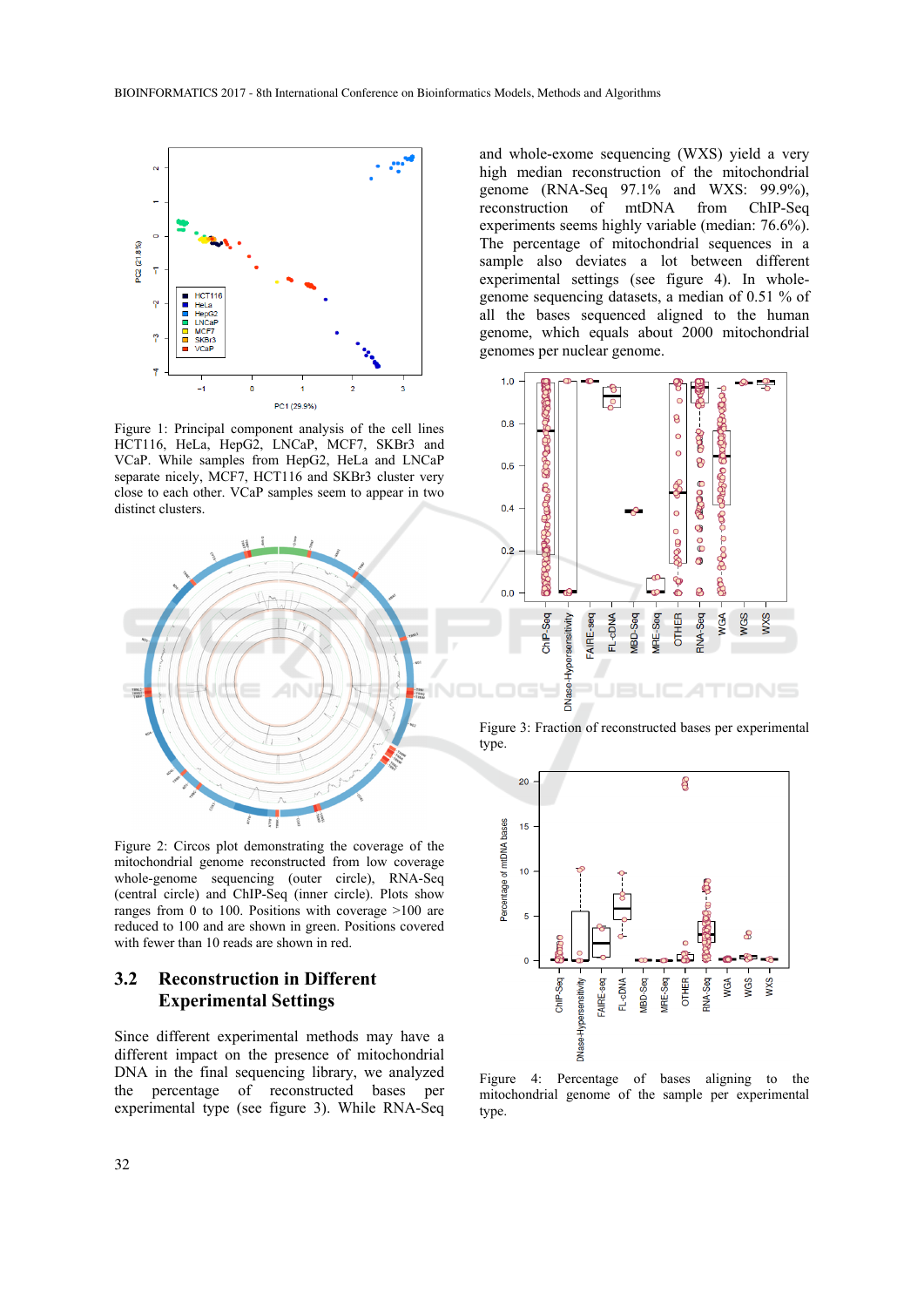Figure 1: Principal component analysis of the cell lines HCT116, HeLa, HepG2, LNCaP, MCF7, SKBr3 and VCaP. While samples from HepG2, HeLa and LNCaP separate nicely, MCF7, HCT116 and SKBr3 cluster very close to each other. VCaP samples seem to appear in two distinct clusters.

Figure 2: Circos plot demonstrating the coverage of the mitochondrial genome reconstructed from low coverage whole-genome sequencing (outer circle), RNA-Seq (central circle) and ChIP-Seq (inner circle). Plots show ranges from 0 to 100. Positions with coverage >100 are reduced to 100 and are shown in green. Positions covered with fewer than 10 reads are shown in red.

## 3.2 Reconstruction in Different Experimental Settings

Since different experimental methods may have a different impact on the presence of mitochondrial DNA in the final sequencing library, we analyzed the percentage of reconstructed bases per experimental type (see figure 3). While RNA-Seq and whole-exome sequencing (WXS) yield a very high median reconstruction of the mitochondrial genome (RNA-Seq 97.1% and WXS: 99.9%), reconstruction of mtDNA from ChIP-Seq experiments seems highly variable (median: 76.6%). The percentage of mitochondrial sequences in a sample also deviates a lot between different experimental settings (see figure 4). In whole-genome sequencing datasets, a median of 0.51 % of all the bases sequenced aligned to the human genome, which equals about 2000 mitochondrial genomes per nuclear genome.

Figure 3: Fraction of reconstructed bases per experimental type.

Figure 4: Percentage of bases aligning to the mitochondrial genome of the sample per experimental type.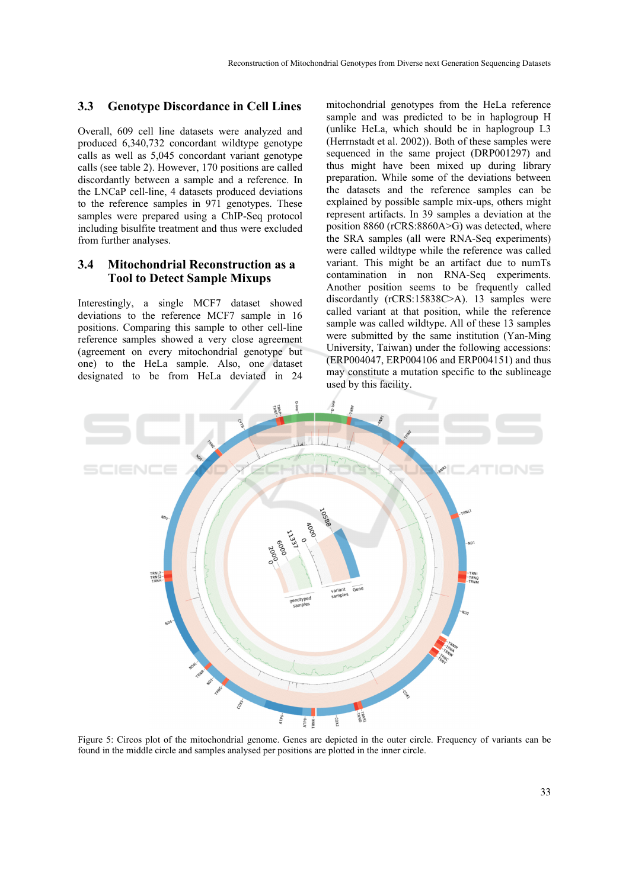### 3.3 Genotype Discordance in Cell Lines

Overall, 609 cell line datasets were analyzed and produced 6,340,732 concordant wildtype genotype calls as well as 5,045 concordant variant genotype calls (see table 2). However, 170 positions are called discordantly between a sample and a reference. In the LNCaP cell-line, 4 datasets produced deviations to the reference samples in 971 genotypes. These samples were prepared using a ChIP-Seq protocol including bisulfite treatment and thus were excluded from further analyses.

### 3.4 Mitochondrial Reconstruction as a Tool to Detect Sample Mixups

Interestingly, a single MCF7 dataset showed deviations to the reference MCF7 sample in 16 positions. Comparing this sample to other cell-line reference samples showed a very close agreement (agreement on every mitochondrial genotype but one) to the HeLa sample. Also, one dataset designated to be from HeLa deviated in 24 mitochondrial genotypes from the HeLa reference sample and was predicted to be in haplogroup H (unlike HeLa, which should be in haplogroup L3 (Herrnstadt et al. 2002)). Both of these samples were sequenced in the same project (DRP001297) and thus might have been mixed up during library preparation. While some of the deviations between the datasets and the reference samples can be explained by possible sample mix-ups, others might represent artifacts. In 39 samples a deviation at the position 8860 (rCRS:8860A>G) was detected, where the SRA samples (all were RNA-Seq experiments) were called wildtype while the reference was called variant. This might be an artifact due to numTs contamination in non RNA-Seq experiments. Another position seems to be frequently called discordantly (rCRS:15838C>A). 13 samples were called variant at that position, while the reference sample was called wildtype. All of these 13 samples were submitted by the same institution (Yan-Ming University, Taiwan) under the following accessions: (ERP004047, ERP004106 and ERP004151) and thus may constitute a mutation specific to the sublineage used by this facility.

Figure 5: Circos plot of the mitochondrial genome. Genes are depicted in the outer circle. Frequency of variants can be found in the middle circle and samples analysed per positions are plotted in the inner circle.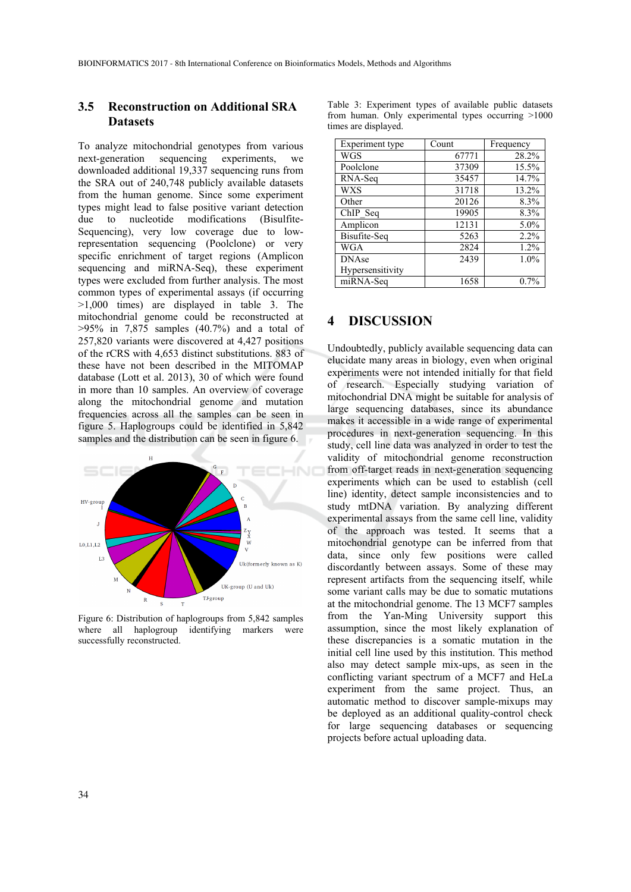### 3.5 Reconstruction on Additional SRA Datasets

To analyze mitochondrial genotypes from various next-generation sequencing experiments, we downloaded additional 19,337 sequencing runs from the SRA out of 240,748 publicly available datasets from the human genome. Since some experiment types might lead to false positive variant detection due to nucleotide modifications (Bisulfite-Sequencing), very low coverage due to low-representation sequencing (Poolclone) or very specific enrichment of target regions (Amplicon sequencing and miRNA-Seq), these experiment types were excluded from further analysis. The most common types of experimental assays (if occurring >1,000 times) are displayed in table 3. The mitochondrial genome could be reconstructed at >95% in 7,875 samples (40.7%) and a total of 257,820 variants were discovered at 4,427 positions of the rCRS with 4,653 distinct substitutions. 883 of these have not been described in the MITOMAP database (Lott et al. 2013), 30 of which were found in more than 10 samples. An overview of coverage along the mitochondrial genome and mutation frequencies across all the samples can be seen in figure 5. Haplogroups could be identified in 5,842 samples and the distribution can be seen in figure 6.

Figure 6: Distribution of haplogroups from 5,842 samples where all haplogroup identifying markers were successfully reconstructed.

Table 3: Experiment types of available public datasets from human. Only experimental types occurring >1000 times are displayed.

| Experiment type | Count | Frequency |
|---|---|---|
| WGS | 67771 | 28.2% |
| Poolclone | 37309 | 15.5% |
| RNA-Seq | 35457 | 14.7% |
| WXS | 31718 | 13.2% |
| Other | 20126 | 8.3% |
| ChIP_Seq | 19905 | 8.3% |
| Amplicon | 12131 | 5.0% |
| Bisufite-Seq | 5263 | 2.2% |
| WGA | 2824 | 1.2% |
| DNAse Hypersensitivity | 2439 | 1.0% |
| miRNA-Seq | 1658 | 0.7% |

## 4 DISCUSSION

Undoubtedly, publicly available sequencing data can elucidate many areas in biology, even when original experiments were not intended initially for that field of research. Especially studying variation of mitochondrial DNA might be suitable for analysis of large sequencing databases, since its abundance makes it accessible in a wide range of experimental procedures in next-generation sequencing. In this study, cell line data was analyzed in order to test the validity of mitochondrial genome reconstruction from off-target reads in next-generation sequencing experiments which can be used to establish (cell line) identity, detect sample inconsistencies and to study mtDNA variation. By analyzing different experimental assays from the same cell line, validity of the approach was tested. It seems that a mitochondrial genotype can be inferred from that data, since only few positions were called discordantly between assays. Some of these may represent artifacts from the sequencing itself, while some variant calls may be due to somatic mutations at the mitochondrial genome. The 13 MCF7 samples from the Yan-Ming University support this assumption, since the most likely explanation of these discrepancies is a somatic mutation in the initial cell line used by this institution. This method also may detect sample mix-ups, as seen in the conflicting variant spectrum of a MCF7 and HeLa experiment from the same project. Thus, an automatic method to discover sample-mixups may be deployed as an additional quality-control check for large sequencing databases or sequencing projects before actual uploading data.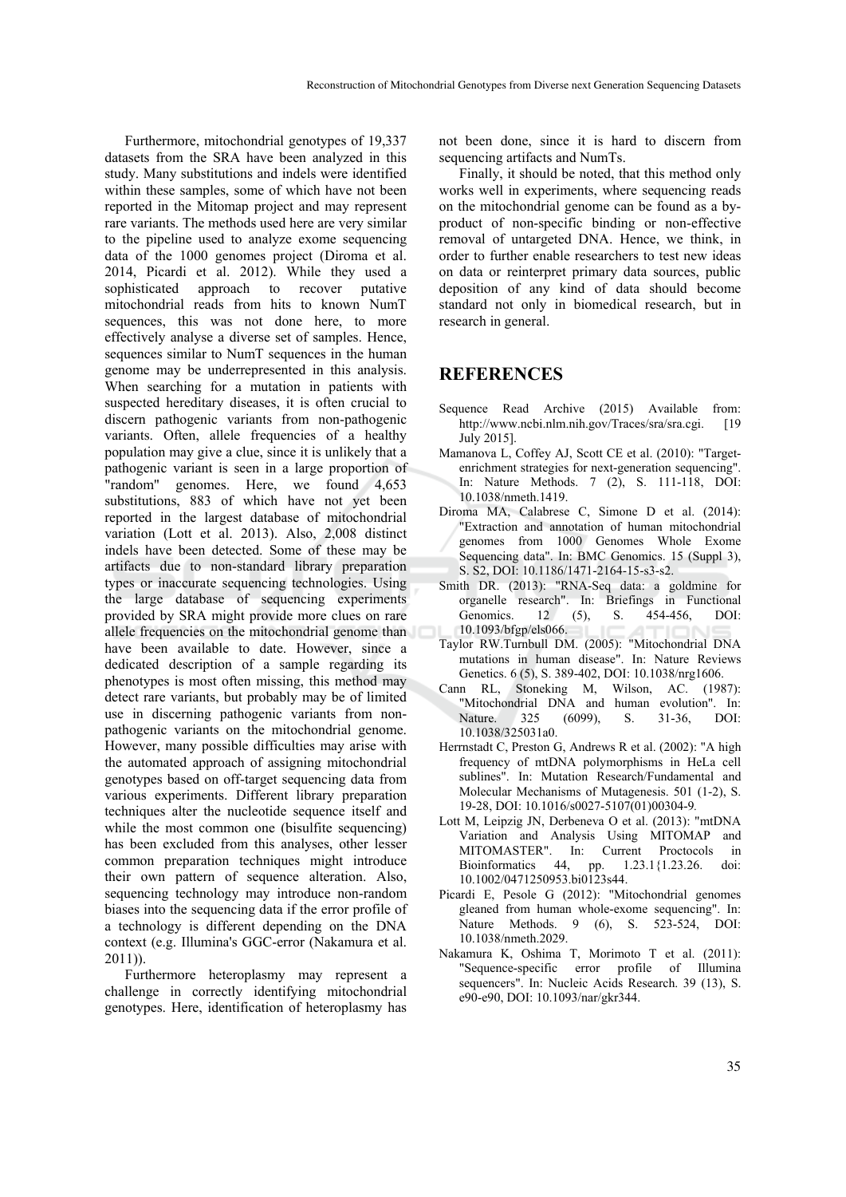Furthermore, mitochondrial genotypes of 19,337 datasets from the SRA have been analyzed in this study. Many substitutions and indels were identified within these samples, some of which have not been reported in the Mitomap project and may represent rare variants. The methods used here are very similar to the pipeline used to analyze exome sequencing data of the 1000 genomes project (Diroma et al. 2014, Picardi et al. 2012). While they used a sophisticated approach to recover putative mitochondrial reads from hits to known NumT sequences, this was not done here, to more effectively analyse a diverse set of samples. Hence, sequences similar to NumT sequences in the human genome may be underrepresented in this analysis. When searching for a mutation in patients with suspected hereditary diseases, it is often crucial to discern pathogenic variants from non-pathogenic variants. Often, allele frequencies of a healthy population may give a clue, since it is unlikely that a pathogenic variant is seen in a large proportion of "random" genomes. Here, we found 4,653 substitutions, 883 of which have not yet been reported in the largest database of mitochondrial variation (Lott et al. 2013). Also, 2,008 distinct indels have been detected. Some of these may be artifacts due to non-standard library preparation types or inaccurate sequencing technologies. Using the large database of sequencing experiments provided by SRA might provide more clues on rare allele frequencies on the mitochondrial genome than have been available to date. However, since a dedicated description of a sample regarding its phenotypes is most often missing, this method may detect rare variants, but probably may be of limited use in discerning pathogenic variants from non-pathogenic variants on the mitochondrial genome. However, many possible difficulties may arise with the automated approach of assigning mitochondrial genotypes based on off-target sequencing data from various experiments. Different library preparation techniques alter the nucleotide sequence itself and while the most common one (bisulfite sequencing) has been excluded from this analyses, other lesser common preparation techniques might introduce their own pattern of sequence alteration. Also, sequencing technology may introduce non-random biases into the sequencing data if the error profile of a technology is different depending on the DNA context (e.g. Illumina's GGC-error (Nakamura et al. 2011)).

Furthermore heteroplasmy may represent a challenge in correctly identifying mitochondrial genotypes. Here, identification of heteroplasmy has not been done, since it is hard to discern from sequencing artifacts and NumTs.

Finally, it should be noted, that this method only works well in experiments, where sequencing reads on the mitochondrial genome can be found as a by-product of non-specific binding or non-effective removal of untargeted DNA. Hence, we think, in order to further enable researchers to test new ideas on data or reinterpret primary data sources, public deposition of any kind of data should become standard not only in biomedical research, but in research in general.

## REFERENCES

Sequence Read Archive (2015) Available from: http://www.ncbi.nlm.nih.gov/Traces/sra/sra.cgi. [19 July 2015].

Mamanova L, Coffey AJ, Scott CE et al. (2010): "Target-enrichment strategies for next-generation sequencing". In: Nature Methods. 7 (2), S. 111-118, DOI: 10.1038/nmeth.1419.

Diroma MA, Calabrese C, Simone D et al. (2014): "Extraction and annotation of human mitochondrial genomes from 1000 Genomes Whole Exome Sequencing data". In: BMC Genomics. 15 (Suppl 3), S. S2, DOI: 10.1186/1471-2164-15-s3-s2.

Smith DR. (2013): "RNA-Seq data: a goldmine for organelle research". In: Briefings in Functional Genomics. 12 (5), S. 454-456, DOI: 10.1093/bfgp/els066.

Taylor RW.Turnbull DM. (2005): "Mitochondrial DNA mutations in human disease". In: Nature Reviews Genetics. 6 (5), S. 389-402, DOI: 10.1038/nrg1606.

Cann RL, Stoneking M, Wilson, AC. (1987): "Mitochondrial DNA and human evolution". In: Nature. 325 (6099), S. 31-36, DOI: 10.1038/325031a0.

Herrnstadt C, Preston G, Andrews R et al. (2002): "A high frequency of mtDNA polymorphisms in HeLa cell sublines". In: Mutation Research/Fundamental and Molecular Mechanisms of Mutagenesis. 501 (1-2), S. 19-28, DOI: 10.1016/s0027-5107(01)00304-9.

Lott M, Leipzig JN, Derbeneva O et al. (2013): "mtDNA Variation and Analysis Using MITOMAP and MITOMASTER". In: Current Proctocols in Bioinformatics 44, pp. 1.23.1{1.23.26. doi: 10.1002/0471250953.bi0123s44.

Picardi E, Pesole G (2012): "Mitochondrial genomes gleaned from human whole-exome sequencing". In: Nature Methods. 9 (6), S. 523-524, DOI: 10.1038/nmeth.2029.

Nakamura K, Oshima T, Morimoto T et al. (2011): "Sequence-specific error profile of Illumina sequencers". In: Nucleic Acids Research. 39 (13), S. e90-e90, DOI: 10.1093/nar/gkr344.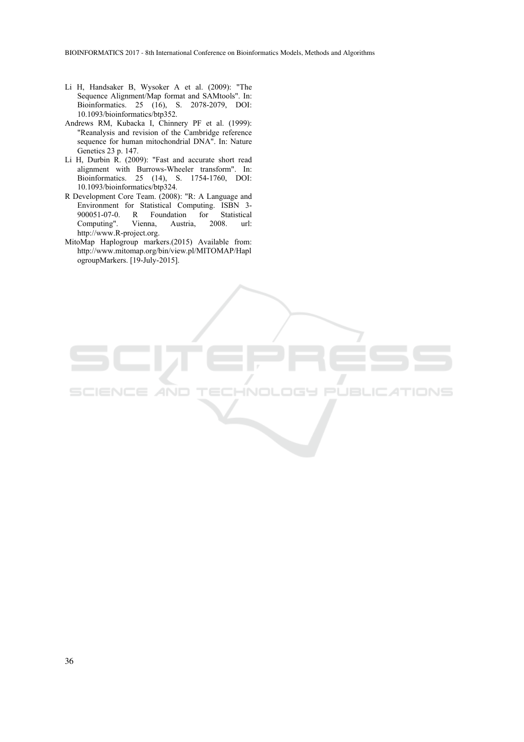Li H, Handsaker B, Wysoker A et al. (2009): "The Sequence Alignment/Map format and SAMtools". In: Bioinformatics. 25 (16), S. 2078-2079, DOI: 10.1093/bioinformatics/btp352.

Andrews RM, Kubacka I, Chinnery PF et al. (1999): "Reanalysis and revision of the Cambridge reference sequence for human mitochondrial DNA". In: Nature Genetics 23 p. 147.

Li H, Durbin R. (2009): "Fast and accurate short read alignment with Burrows-Wheeler transform". In: Bioinformatics. 25 (14), S. 1754-1760, DOI: 10.1093/bioinformatics/btp324.

R Development Core Team. (2008): "R: A Language and Environment for Statistical Computing. ISBN 3-900051-07-0. R Foundation for Statistical Computing". Vienna, Austria, 2008. url: http://www.R-project.org.

MitoMap Haplogroup markers.(2015) Available from: http://www.mitomap.org/bin/view.pl/MITOMAP/HaplogroupMarkers. [19-July-2015].